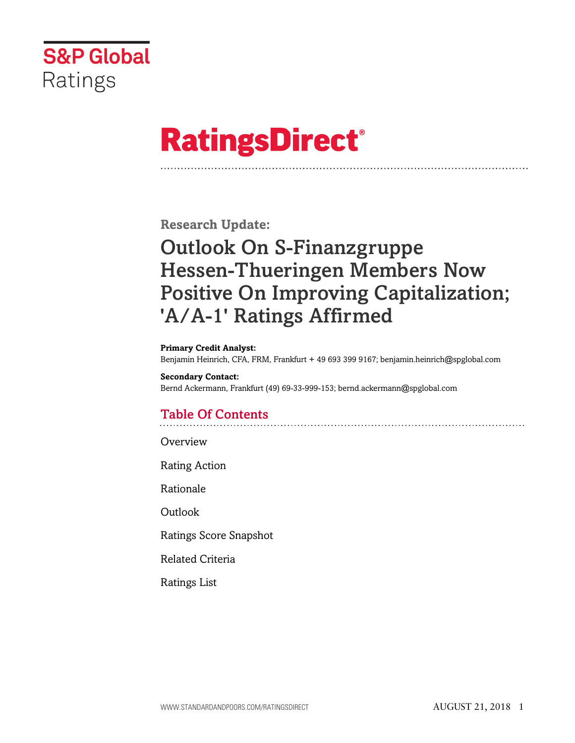S&P Global Ratings

# RatingsDirect®

**Research Update:**

# Outlook On S-Finanzgruppe Hessen-Thueringen Members Now Positive On Improving Capitalization; 'A/A-1' Ratings Affirmed

**Primary Credit Analyst:**
Benjamin Heinrich, CFA, FRM, Frankfurt + 49 693 399 9167; benjamin.heinrich@spglobal.com

**Secondary Contact:**
Bernd Ackermann, Frankfurt (49) 69-33-999-153; bernd.ackermann@spglobal.com

## Table Of Contents

Overview

Rating Action

Rationale

Outlook

Ratings Score Snapshot

Related Criteria

Ratings List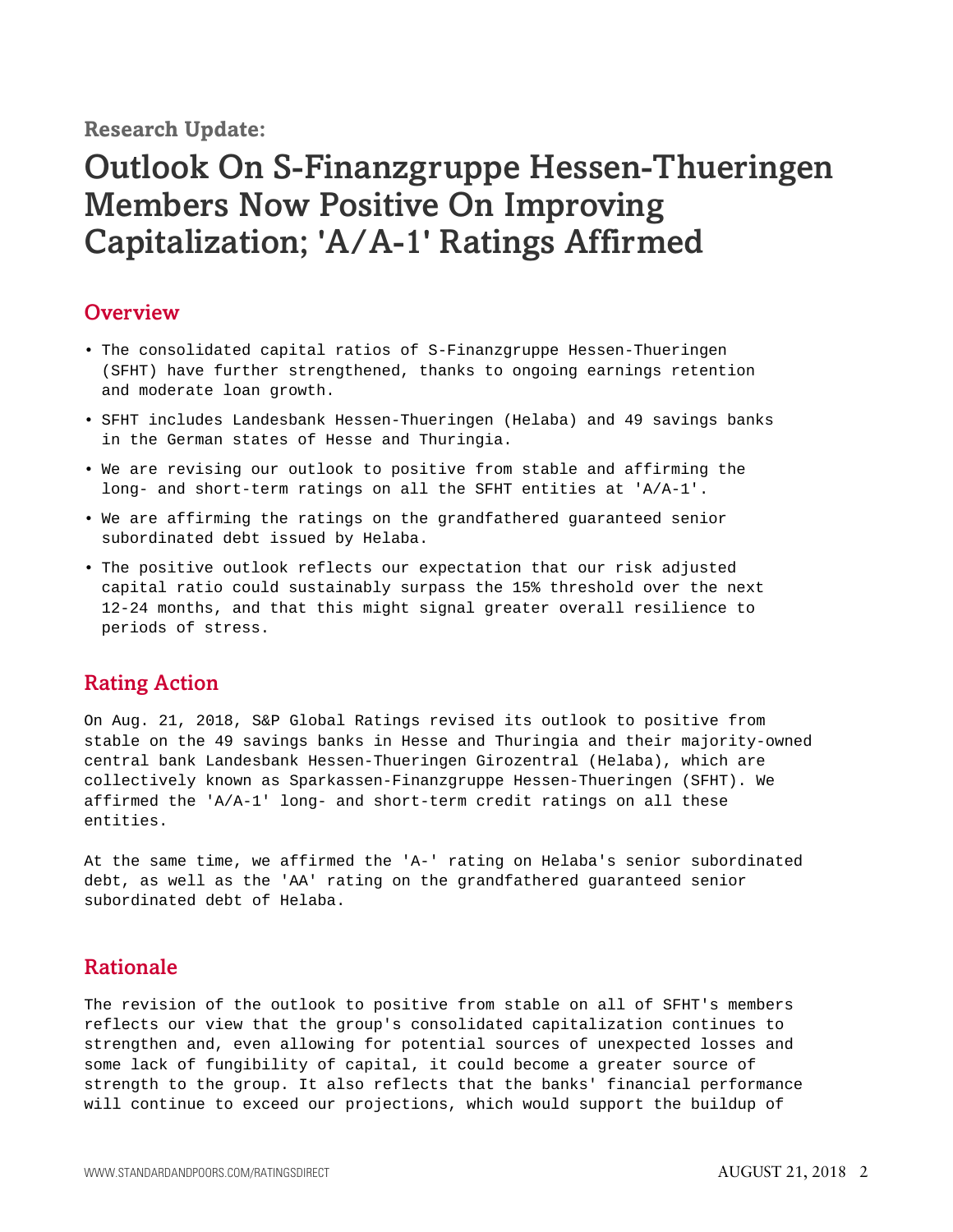Research Update:

# Outlook On S-Finanzgruppe Hessen-Thueringen Members Now Positive On Improving Capitalization; 'A/A-1' Ratings Affirmed

## Overview

- The consolidated capital ratios of S-Finanzgruppe Hessen-Thueringen (SFHT) have further strengthened, thanks to ongoing earnings retention and moderate loan growth.
- SFHT includes Landesbank Hessen-Thueringen (Helaba) and 49 savings banks in the German states of Hesse and Thuringia.
- We are revising our outlook to positive from stable and affirming the long- and short-term ratings on all the SFHT entities at 'A/A-1'.
- We are affirming the ratings on the grandfathered guaranteed senior subordinated debt issued by Helaba.
- The positive outlook reflects our expectation that our risk adjusted capital ratio could sustainably surpass the 15% threshold over the next 12-24 months, and that this might signal greater overall resilience to periods of stress.

## Rating Action

On Aug. 21, 2018, S&P Global Ratings revised its outlook to positive from stable on the 49 savings banks in Hesse and Thuringia and their majority-owned central bank Landesbank Hessen-Thueringen Girozentral (Helaba), which are collectively known as Sparkassen-Finanzgruppe Hessen-Thueringen (SFHT). We affirmed the 'A/A-1' long- and short-term credit ratings on all these entities.

At the same time, we affirmed the 'A-' rating on Helaba's senior subordinated debt, as well as the 'AA' rating on the grandfathered guaranteed senior subordinated debt of Helaba.

## Rationale

The revision of the outlook to positive from stable on all of SFHT's members reflects our view that the group's consolidated capitalization continues to strengthen and, even allowing for potential sources of unexpected losses and some lack of fungibility of capital, it could become a greater source of strength to the group. It also reflects that the banks' financial performance will continue to exceed our projections, which would support the buildup of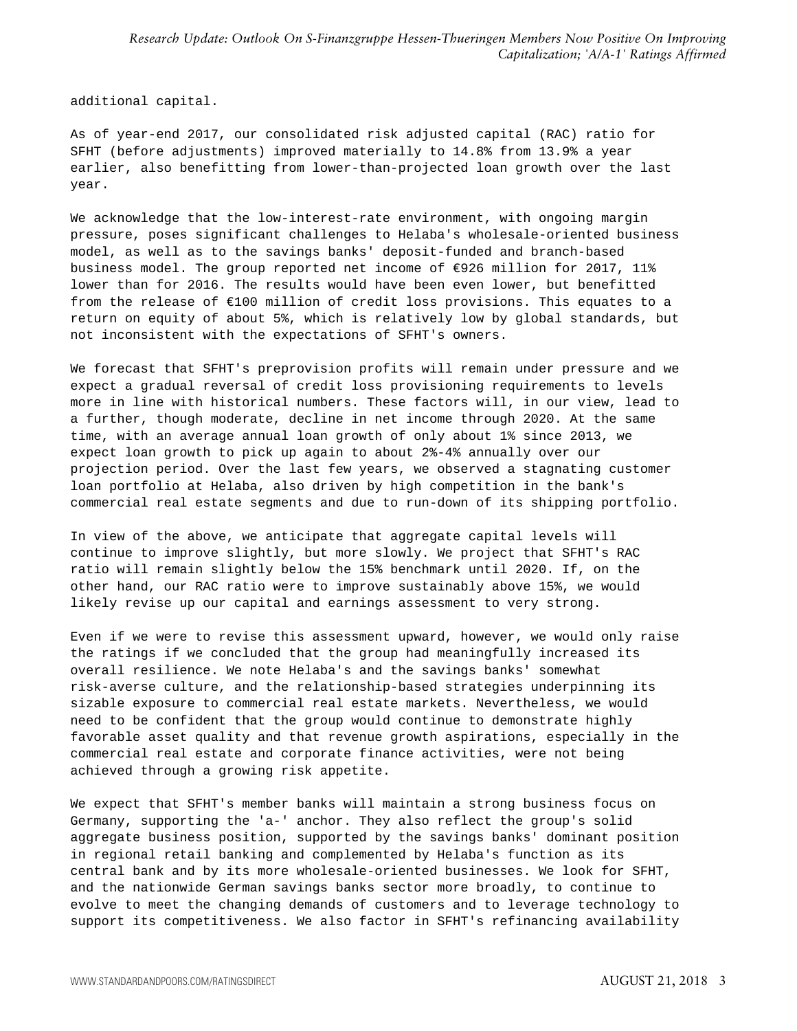additional capital.

As of year-end 2017, our consolidated risk adjusted capital (RAC) ratio for SFHT (before adjustments) improved materially to 14.8% from 13.9% a year earlier, also benefitting from lower-than-projected loan growth over the last year.

We acknowledge that the low-interest-rate environment, with ongoing margin pressure, poses significant challenges to Helaba's wholesale-oriented business model, as well as to the savings banks' deposit-funded and branch-based business model. The group reported net income of €926 million for 2017, 11% lower than for 2016. The results would have been even lower, but benefitted from the release of €100 million of credit loss provisions. This equates to a return on equity of about 5%, which is relatively low by global standards, but not inconsistent with the expectations of SFHT's owners.

We forecast that SFHT's preprovision profits will remain under pressure and we expect a gradual reversal of credit loss provisioning requirements to levels more in line with historical numbers. These factors will, in our view, lead to a further, though moderate, decline in net income through 2020. At the same time, with an average annual loan growth of only about 1% since 2013, we expect loan growth to pick up again to about 2%-4% annually over our projection period. Over the last few years, we observed a stagnating customer loan portfolio at Helaba, also driven by high competition in the bank's commercial real estate segments and due to run-down of its shipping portfolio.

In view of the above, we anticipate that aggregate capital levels will continue to improve slightly, but more slowly. We project that SFHT's RAC ratio will remain slightly below the 15% benchmark until 2020. If, on the other hand, our RAC ratio were to improve sustainably above 15%, we would likely revise up our capital and earnings assessment to very strong.

Even if we were to revise this assessment upward, however, we would only raise the ratings if we concluded that the group had meaningfully increased its overall resilience. We note Helaba's and the savings banks' somewhat risk-averse culture, and the relationship-based strategies underpinning its sizable exposure to commercial real estate markets. Nevertheless, we would need to be confident that the group would continue to demonstrate highly favorable asset quality and that revenue growth aspirations, especially in the commercial real estate and corporate finance activities, were not being achieved through a growing risk appetite.

We expect that SFHT's member banks will maintain a strong business focus on Germany, supporting the 'a-' anchor. They also reflect the group's solid aggregate business position, supported by the savings banks' dominant position in regional retail banking and complemented by Helaba's function as its central bank and by its more wholesale-oriented businesses. We look for SFHT, and the nationwide German savings banks sector more broadly, to continue to evolve to meet the changing demands of customers and to leverage technology to support its competitiveness. We also factor in SFHT's refinancing availability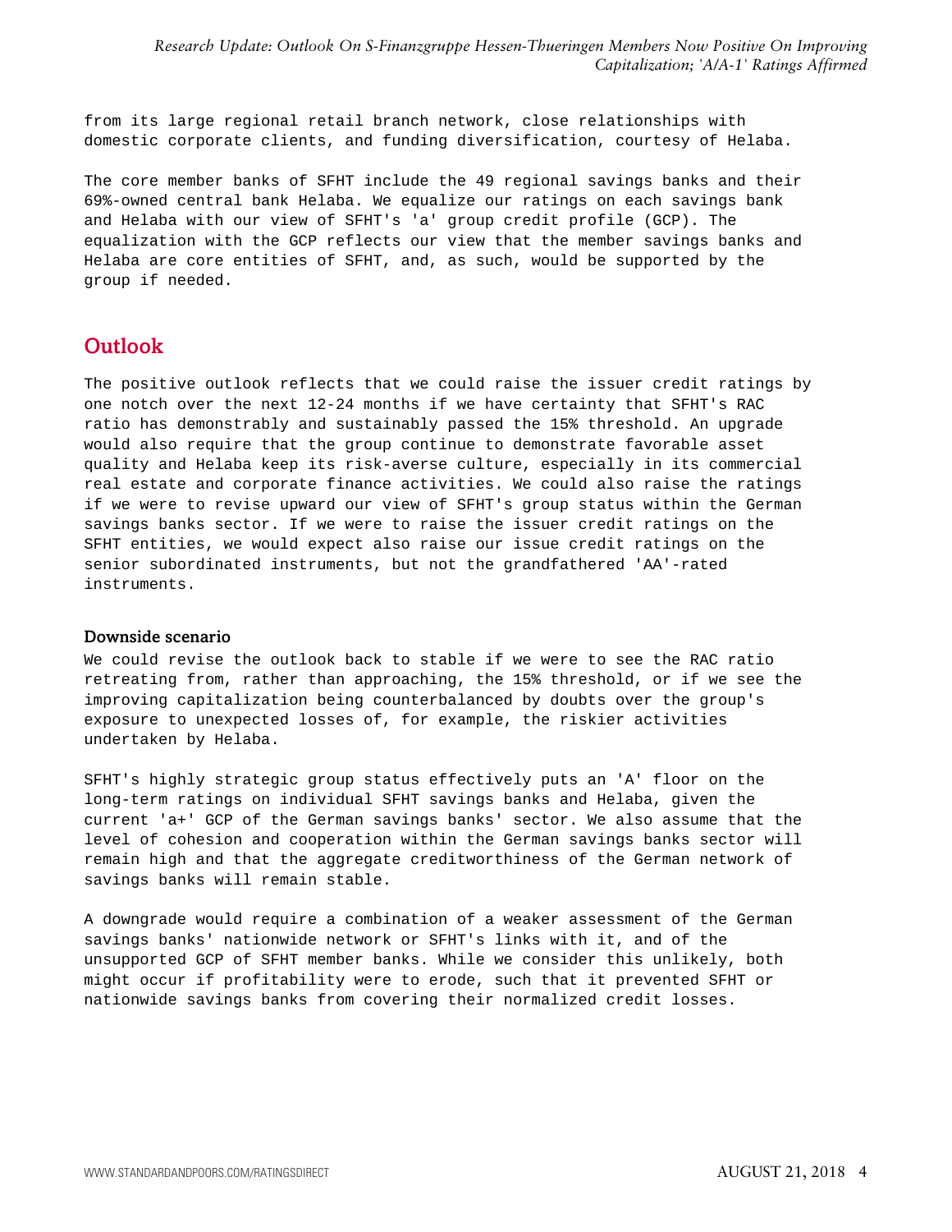from its large regional retail branch network, close relationships with domestic corporate clients, and funding diversification, courtesy of Helaba.

The core member banks of SFHT include the 49 regional savings banks and their 69%-owned central bank Helaba. We equalize our ratings on each savings bank and Helaba with our view of SFHT's 'a' group credit profile (GCP). The equalization with the GCP reflects our view that the member savings banks and Helaba are core entities of SFHT, and, as such, would be supported by the group if needed.

## Outlook

The positive outlook reflects that we could raise the issuer credit ratings by one notch over the next 12-24 months if we have certainty that SFHT's RAC ratio has demonstrably and sustainably passed the 15% threshold. An upgrade would also require that the group continue to demonstrate favorable asset quality and Helaba keep its risk-averse culture, especially in its commercial real estate and corporate finance activities. We could also raise the ratings if we were to revise upward our view of SFHT's group status within the German savings banks sector. If we were to raise the issuer credit ratings on the SFHT entities, we would expect also raise our issue credit ratings on the senior subordinated instruments, but not the grandfathered 'AA'-rated instruments.

### Downside scenario

We could revise the outlook back to stable if we were to see the RAC ratio retreating from, rather than approaching, the 15% threshold, or if we see the improving capitalization being counterbalanced by doubts over the group's exposure to unexpected losses of, for example, the riskier activities undertaken by Helaba.

SFHT's highly strategic group status effectively puts an 'A' floor on the long-term ratings on individual SFHT savings banks and Helaba, given the current 'a+' GCP of the German savings banks' sector. We also assume that the level of cohesion and cooperation within the German savings banks sector will remain high and that the aggregate creditworthiness of the German network of savings banks will remain stable.

A downgrade would require a combination of a weaker assessment of the German savings banks' nationwide network or SFHT's links with it, and of the unsupported GCP of SFHT member banks. While we consider this unlikely, both might occur if profitability were to erode, such that it prevented SFHT or nationwide savings banks from covering their normalized credit losses.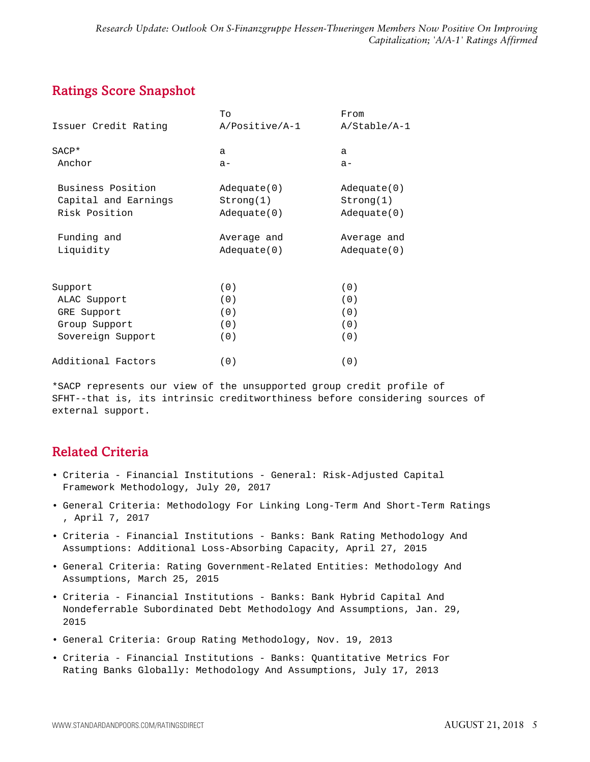## Ratings Score Snapshot

| | To | From |
|---|---|---|
| Issuer Credit Rating | A/Positive/A-1 | A/Stable/A-1 |
| | | |
| SACP* | a | a |
| Anchor | a- | a- |
| | | |
| Business Position | Adequate(0) | Adequate(0) |
| Capital and Earnings | Strong(1) | Strong(1) |
| Risk Position | Adequate(0) | Adequate(0) |
| | | |
| Funding and Liquidity | Average and Adequate(0) | Average and Adequate(0) |
| | | |
| Support | (0) | (0) |
| ALAC Support | (0) | (0) |
| GRE Support | (0) | (0) |
| Group Support | (0) | (0) |
| Sovereign Support | (0) | (0) |
| | | |
| Additional Factors | (0) | (0) |

*SACP represents our view of the unsupported group credit profile of SFHT--that is, its intrinsic creditworthiness before considering sources of external support.

## Related Criteria

- Criteria - Financial Institutions - General: Risk-Adjusted Capital Framework Methodology, July 20, 2017
- General Criteria: Methodology For Linking Long-Term And Short-Term Ratings , April 7, 2017
- Criteria - Financial Institutions - Banks: Bank Rating Methodology And Assumptions: Additional Loss-Absorbing Capacity, April 27, 2015
- General Criteria: Rating Government-Related Entities: Methodology And Assumptions, March 25, 2015
- Criteria - Financial Institutions - Banks: Bank Hybrid Capital And Nondeferrable Subordinated Debt Methodology And Assumptions, Jan. 29, 2015
- General Criteria: Group Rating Methodology, Nov. 19, 2013
- Criteria - Financial Institutions - Banks: Quantitative Metrics For Rating Banks Globally: Methodology And Assumptions, July 17, 2013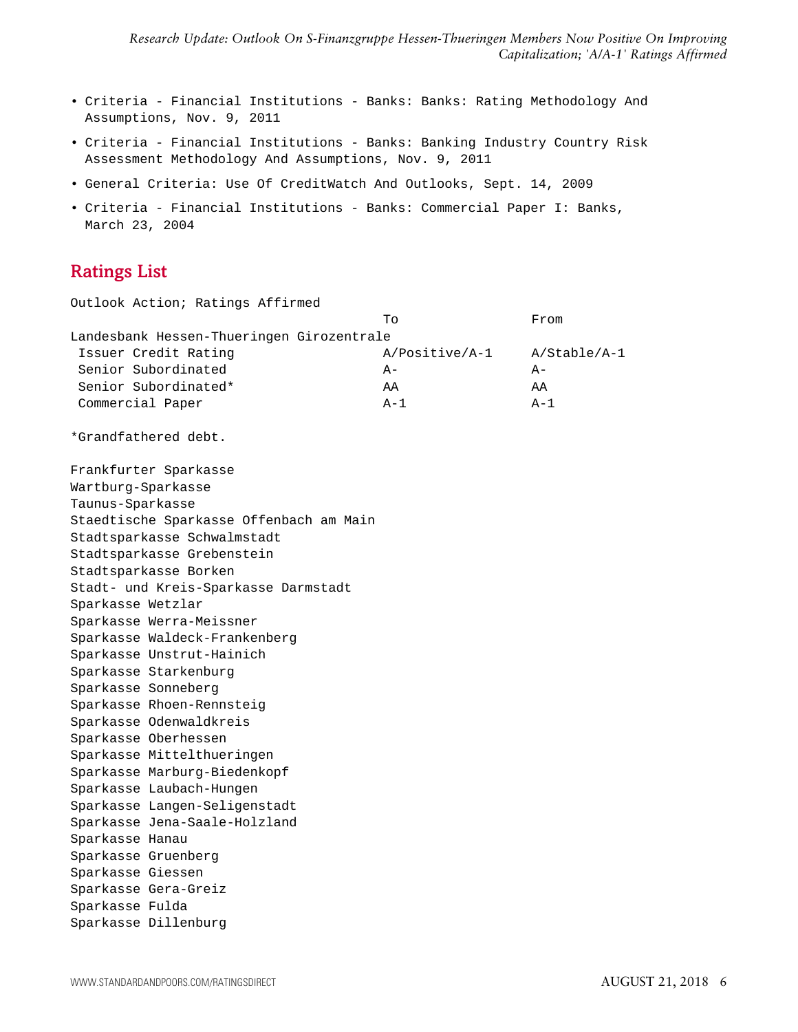- Criteria - Financial Institutions - Banks: Banks: Rating Methodology And Assumptions, Nov. 9, 2011
- Criteria - Financial Institutions - Banks: Banking Industry Country Risk Assessment Methodology And Assumptions, Nov. 9, 2011
- General Criteria: Use Of CreditWatch And Outlooks, Sept. 14, 2009
- Criteria - Financial Institutions - Banks: Commercial Paper I: Banks, March 23, 2004

## Ratings List

Outlook Action; Ratings Affirmed

| | To | From |
|---|---|---|
| Landesbank Hessen-Thueringen Girozentrale | | |
| Issuer Credit Rating | A/Positive/A-1 | A/Stable/A-1 |
| Senior Subordinated | A- | A- |
| Senior Subordinated* | AA | AA |
| Commercial Paper | A-1 | A-1 |

*Grandfathered debt.

Frankfurter Sparkasse
Wartburg-Sparkasse
Taunus-Sparkasse
Staedtische Sparkasse Offenbach am Main
Stadtsparkasse Schwalmstadt
Stadtsparkasse Grebenstein
Stadtsparkasse Borken
Stadt- und Kreis-Sparkasse Darmstadt
Sparkasse Wetzlar
Sparkasse Werra-Meissner
Sparkasse Waldeck-Frankenberg
Sparkasse Unstrut-Hainich
Sparkasse Starkenburg
Sparkasse Sonneberg
Sparkasse Rhoen-Rennsteig
Sparkasse Odenwaldkreis
Sparkasse Oberhessen
Sparkasse Mittelthueringen
Sparkasse Marburg-Biedenkopf
Sparkasse Laubach-Hungen
Sparkasse Langen-Seligenstadt
Sparkasse Jena-Saale-Holzland
Sparkasse Hanau
Sparkasse Gruenberg
Sparkasse Giessen
Sparkasse Gera-Greiz
Sparkasse Fulda
Sparkasse Dillenburg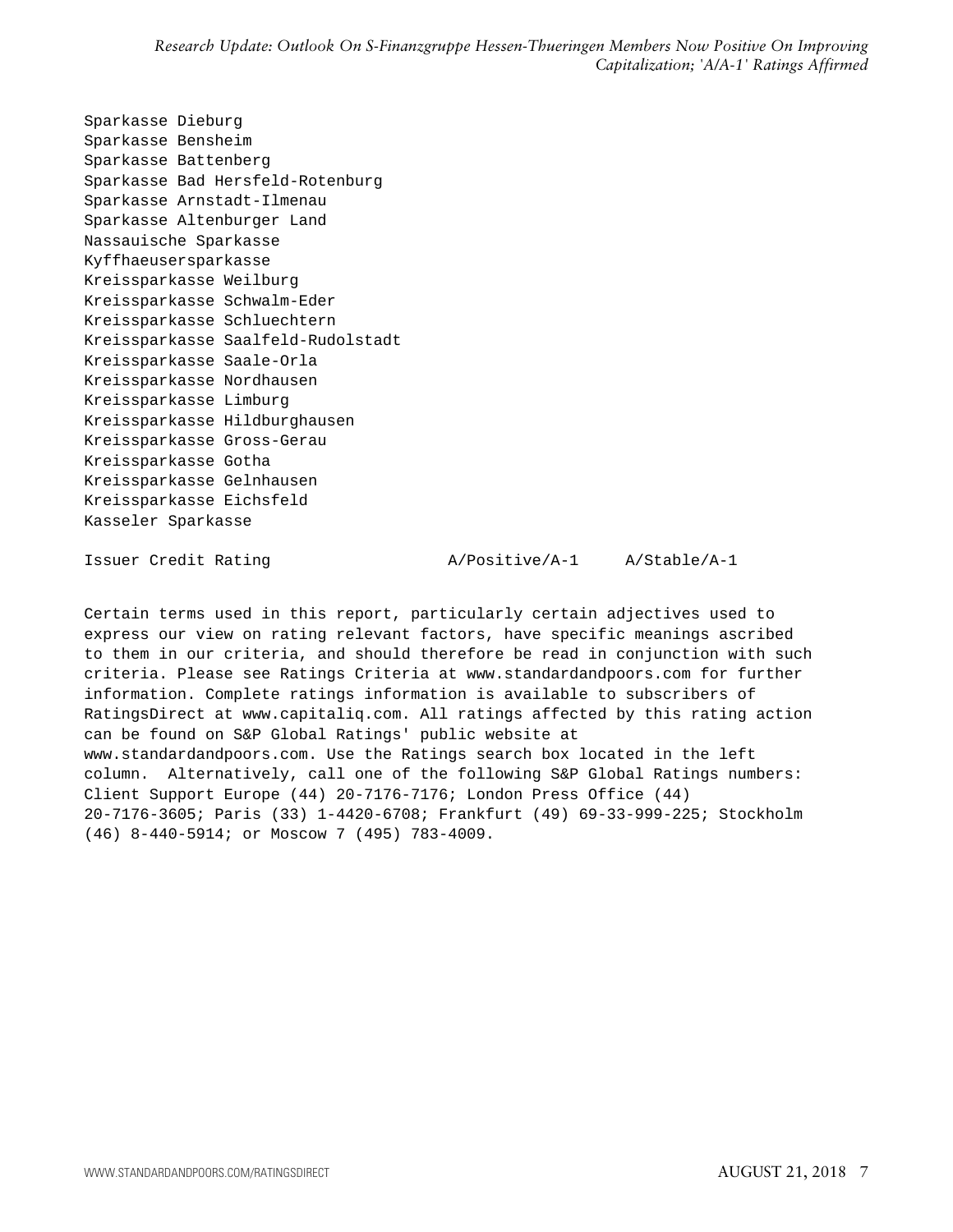Sparkasse Dieburg
Sparkasse Bensheim
Sparkasse Battenberg
Sparkasse Bad Hersfeld-Rotenburg
Sparkasse Arnstadt-Ilmenau
Sparkasse Altenburger Land
Nassauische Sparkasse
Kyffhaeusersparkasse
Kreissparkasse Weilburg
Kreissparkasse Schwalm-Eder
Kreissparkasse Schluechtern
Kreissparkasse Saalfeld-Rudolstadt
Kreissparkasse Saale-Orla
Kreissparkasse Nordhausen
Kreissparkasse Limburg
Kreissparkasse Hildburghausen
Kreissparkasse Gross-Gerau
Kreissparkasse Gotha
Kreissparkasse Gelnhausen
Kreissparkasse Eichsfeld
Kasseler Sparkasse

| | | |
|---|---|---|
| Issuer Credit Rating | A/Positive/A-1 | A/Stable/A-1 |

Certain terms used in this report, particularly certain adjectives used to express our view on rating relevant factors, have specific meanings ascribed to them in our criteria, and should therefore be read in conjunction with such criteria. Please see Ratings Criteria at www.standardandpoors.com for further information. Complete ratings information is available to subscribers of RatingsDirect at www.capitaliq.com. All ratings affected by this rating action can be found on S&P Global Ratings' public website at www.standardandpoors.com. Use the Ratings search box located in the left column. Alternatively, call one of the following S&P Global Ratings numbers: Client Support Europe (44) 20-7176-7176; London Press Office (44) 20-7176-3605; Paris (33) 1-4420-6708; Frankfurt (49) 69-33-999-225; Stockholm (46) 8-440-5914; or Moscow 7 (495) 783-4009.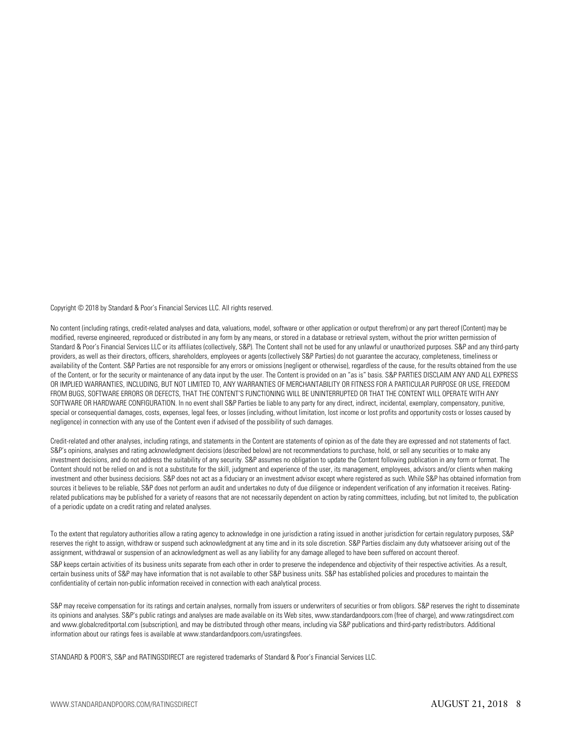Copyright © 2018 by Standard & Poor's Financial Services LLC. All rights reserved.

No content (including ratings, credit-related analyses and data, valuations, model, software or other application or output therefrom) or any part thereof (Content) may be modified, reverse engineered, reproduced or distributed in any form by any means, or stored in a database or retrieval system, without the prior written permission of Standard & Poor's Financial Services LLC or its affiliates (collectively, S&P). The Content shall not be used for any unlawful or unauthorized purposes. S&P and any third-party providers, as well as their directors, officers, shareholders, employees or agents (collectively S&P Parties) do not guarantee the accuracy, completeness, timeliness or availability of the Content. S&P Parties are not responsible for any errors or omissions (negligent or otherwise), regardless of the cause, for the results obtained from the use of the Content, or for the security or maintenance of any data input by the user. The Content is provided on an "as is" basis. S&P PARTIES DISCLAIM ANY AND ALL EXPRESS OR IMPLIED WARRANTIES, INCLUDING, BUT NOT LIMITED TO, ANY WARRANTIES OF MERCHANTABILITY OR FITNESS FOR A PARTICULAR PURPOSE OR USE, FREEDOM FROM BUGS, SOFTWARE ERRORS OR DEFECTS, THAT THE CONTENT'S FUNCTIONING WILL BE UNINTERRUPTED OR THAT THE CONTENT WILL OPERATE WITH ANY SOFTWARE OR HARDWARE CONFIGURATION. In no event shall S&P Parties be liable to any party for any direct, indirect, incidental, exemplary, compensatory, punitive, special or consequential damages, costs, expenses, legal fees, or losses (including, without limitation, lost income or lost profits and opportunity costs or losses caused by negligence) in connection with any use of the Content even if advised of the possibility of such damages.

Credit-related and other analyses, including ratings, and statements in the Content are statements of opinion as of the date they are expressed and not statements of fact. S&P's opinions, analyses and rating acknowledgment decisions (described below) are not recommendations to purchase, hold, or sell any securities or to make any investment decisions, and do not address the suitability of any security. S&P assumes no obligation to update the Content following publication in any form or format. The Content should not be relied on and is not a substitute for the skill, judgment and experience of the user, its management, employees, advisors and/or clients when making investment and other business decisions. S&P does not act as a fiduciary or an investment advisor except where registered as such. While S&P has obtained information from sources it believes to be reliable, S&P does not perform an audit and undertakes no duty of due diligence or independent verification of any information it receives. Rating-related publications may be published for a variety of reasons that are not necessarily dependent on action by rating committees, including, but not limited to, the publication of a periodic update on a credit rating and related analyses.

To the extent that regulatory authorities allow a rating agency to acknowledge in one jurisdiction a rating issued in another jurisdiction for certain regulatory purposes, S&P reserves the right to assign, withdraw or suspend such acknowledgment at any time and in its sole discretion. S&P Parties disclaim any duty whatsoever arising out of the assignment, withdrawal or suspension of an acknowledgment as well as any liability for any damage alleged to have been suffered on account thereof.

S&P keeps certain activities of its business units separate from each other in order to preserve the independence and objectivity of their respective activities. As a result, certain business units of S&P may have information that is not available to other S&P business units. S&P has established policies and procedures to maintain the confidentiality of certain non-public information received in connection with each analytical process.

S&P may receive compensation for its ratings and certain analyses, normally from issuers or underwriters of securities or from obligors. S&P reserves the right to disseminate its opinions and analyses. S&P's public ratings and analyses are made available on its Web sites, www.standardandpoors.com (free of charge), and www.ratingsdirect.com and www.globalcreditportal.com (subscription), and may be distributed through other means, including via S&P publications and third-party redistributors. Additional information about our ratings fees is available at www.standardandpoors.com/usratingsfees.

STANDARD & POOR'S, S&P and RATINGSDIRECT are registered trademarks of Standard & Poor's Financial Services LLC.